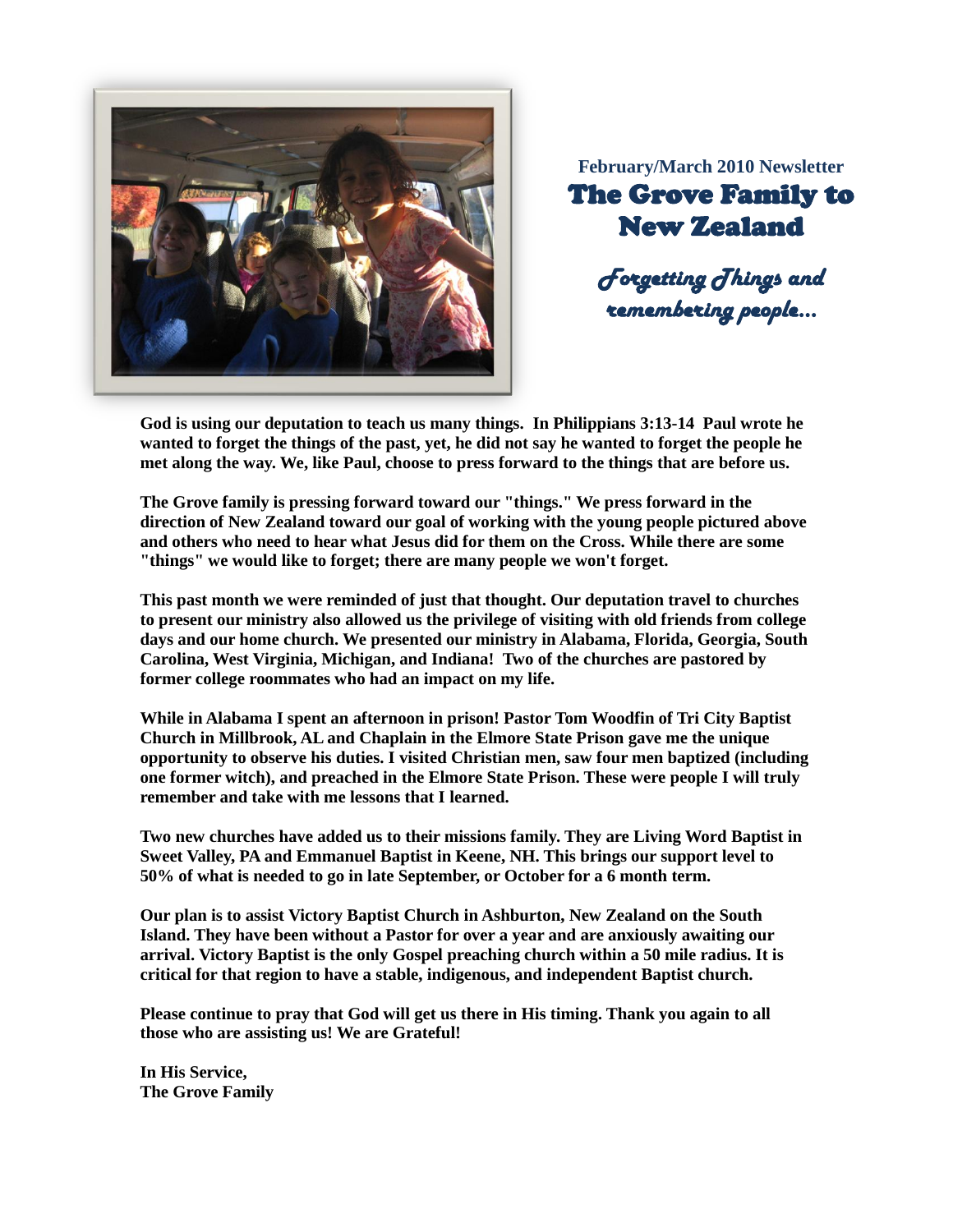**February/March 2010 Newsletter**

# The Grove Family to New Zealand

*Forgetting Things and remembering people...*

**God is using our deputation to teach us many things. In Philippians 3:13-14 Paul wrote he wanted to forget the things of the past, yet, he did not say he wanted to forget the people he met along the way. We, like Paul, choose to press forward to the things that are before us.**

**The Grove family is pressing forward toward our "things." We press forward in the direction of New Zealand toward our goal of working with the young people pictured above and others who need to hear what Jesus did for them on the Cross. While there are some "things" we would like to forget; there are many people we won't forget.**

**This past month we were reminded of just that thought. Our deputation travel to churches to present our ministry also allowed us the privilege of visiting with old friends from college days and our home church. We presented our ministry in Alabama, Florida, Georgia, South Carolina, West Virginia, Michigan, and Indiana! Two of the churches are pastored by former college roommates who had an impact on my life.**

**While in Alabama I spent an afternoon in prison! Pastor Tom Woodfin of Tri City Baptist Church in Millbrook, AL and Chaplain in the Elmore State Prison gave me the unique opportunity to observe his duties. I visited Christian men, saw four men baptized (including one former witch), and preached in the Elmore State Prison. These were people I will truly remember and take with me lessons that I learned.**

**Two new churches have added us to their missions family. They are Living Word Baptist in Sweet Valley, PA and Emmanuel Baptist in Keene, NH. This brings our support level to 50% of what is needed to go in late September, or October for a 6 month term.**

**Our plan is to assist Victory Baptist Church in Ashburton, New Zealand on the South Island. They have been without a Pastor for over a year and are anxiously awaiting our arrival. Victory Baptist is the only Gospel preaching church within a 50 mile radius. It is critical for that region to have a stable, indigenous, and independent Baptist church.**

**Please continue to pray that God will get us there in His timing. Thank you again to all those who are assisting us! We are Grateful!**

**In His Service,**
**The Grove Family**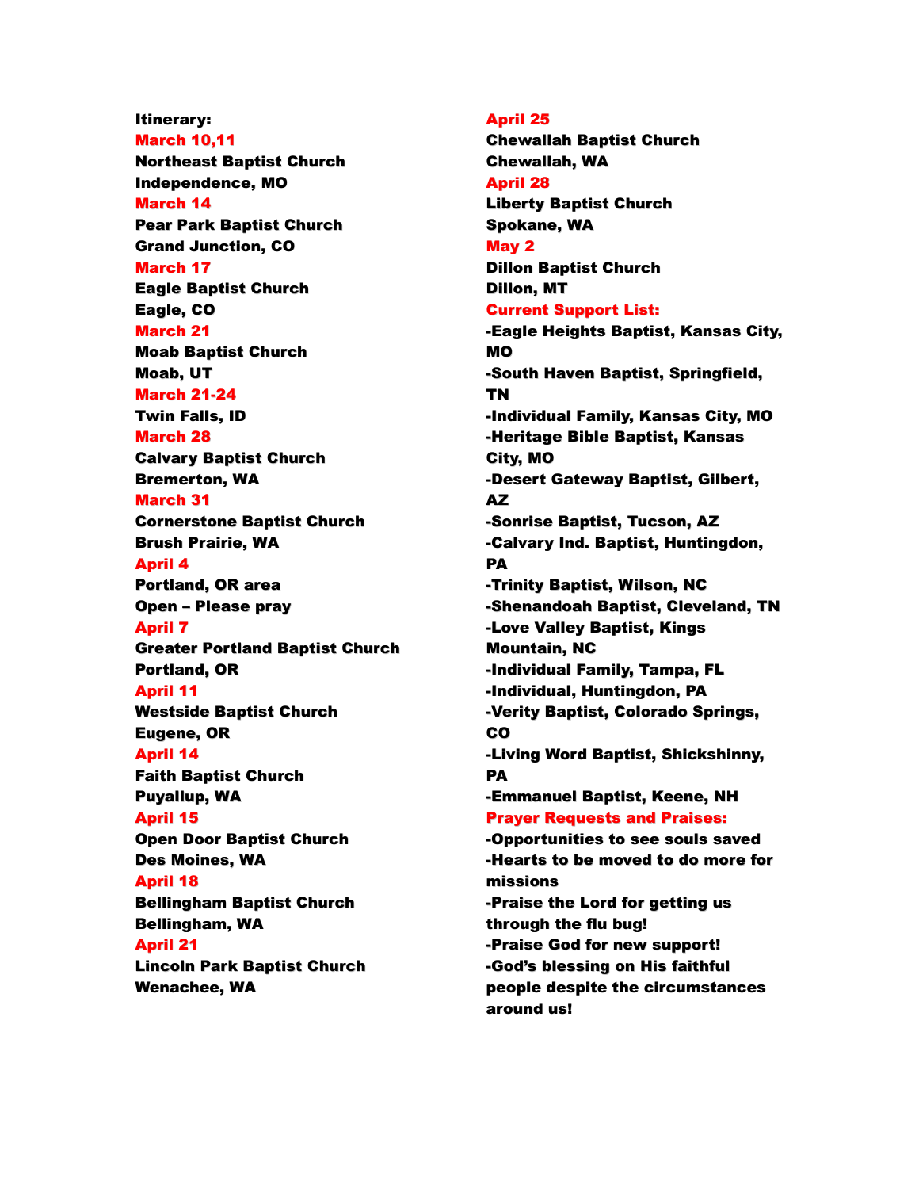**Itinerary:**

**March 10,11**
**Northeast Baptist Church**
**Independence, MO**

**March 14**
**Pear Park Baptist Church**
**Grand Junction, CO**

**March 17**
**Eagle Baptist Church**
**Eagle, CO**

**March 21**
**Moab Baptist Church**
**Moab, UT**

**March 21-24**
**Twin Falls, ID**

**March 28**
**Calvary Baptist Church**
**Bremerton, WA**

**March 31**
**Cornerstone Baptist Church**
**Brush Prairie, WA**

**April 4**
**Portland, OR area**
**Open – Please pray**

**April 7**
**Greater Portland Baptist Church**
**Portland, OR**

**April 11**
**Westside Baptist Church**
**Eugene, OR**

**April 14**
**Faith Baptist Church**
**Puyallup, WA**

**April 15**
**Open Door Baptist Church**
**Des Moines, WA**

**April 18**
**Bellingham Baptist Church**
**Bellingham, WA**

**April 21**
**Lincoln Park Baptist Church**
**Wenachee, WA**

**April 25**
**Chewallah Baptist Church**
**Chewallah, WA**

**April 28**
**Liberty Baptist Church**
**Spokane, WA**

**May 2**
**Dillon Baptist Church**
**Dillon, MT**

**Current Support List:**

**-Eagle Heights Baptist, Kansas City, MO**
**-South Haven Baptist, Springfield, TN**
**-Individual Family, Kansas City, MO**
**-Heritage Bible Baptist, Kansas City, MO**
**-Desert Gateway Baptist, Gilbert, AZ**
**-Sonrise Baptist, Tucson, AZ**
**-Calvary Ind. Baptist, Huntingdon, PA**
**-Trinity Baptist, Wilson, NC**
**-Shenandoah Baptist, Cleveland, TN**
**-Love Valley Baptist, Kings Mountain, NC**
**-Individual Family, Tampa, FL**
**-Individual, Huntingdon, PA**
**-Verity Baptist, Colorado Springs, CO**
**-Living Word Baptist, Shickshinny, PA**
**-Emmanuel Baptist, Keene, NH**

**Prayer Requests and Praises:**

**-Opportunities to see souls saved**
**-Hearts to be moved to do more for missions**
**-Praise the Lord for getting us through the flu bug!**
**-Praise God for new support!**
**-God's blessing on His faithful people despite the circumstances around us!**